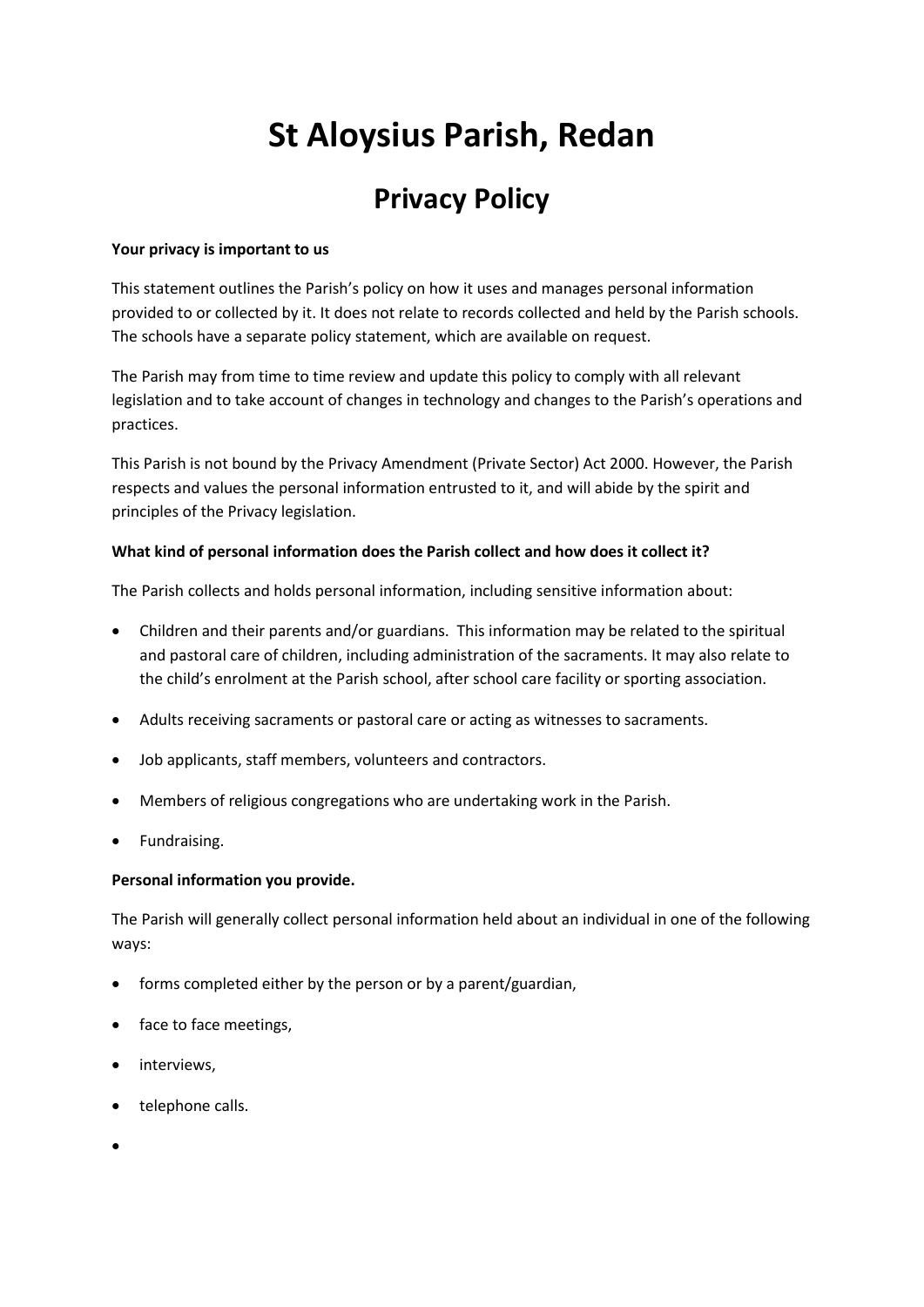# St Aloysius Parish, Redan

## Privacy Policy

**Your privacy is important to us**

This statement outlines the Parish's policy on how it uses and manages personal information provided to or collected by it. It does not relate to records collected and held by the Parish schools. The schools have a separate policy statement, which are available on request.

The Parish may from time to time review and update this policy to comply with all relevant legislation and to take account of changes in technology and changes to the Parish's operations and practices.

This Parish is not bound by the Privacy Amendment (Private Sector) Act 2000. However, the Parish respects and values the personal information entrusted to it, and will abide by the spirit and principles of the Privacy legislation.

**What kind of personal information does the Parish collect and how does it collect it?**

The Parish collects and holds personal information, including sensitive information about:

- Children and their parents and/or guardians. This information may be related to the spiritual and pastoral care of children, including administration of the sacraments. It may also relate to the child's enrolment at the Parish school, after school care facility or sporting association.
- Adults receiving sacraments or pastoral care or acting as witnesses to sacraments.
- Job applicants, staff members, volunteers and contractors.
- Members of religious congregations who are undertaking work in the Parish.
- Fundraising.

**Personal information you provide.**

The Parish will generally collect personal information held about an individual in one of the following ways:

- forms completed either by the person or by a parent/guardian,
- face to face meetings,
- interviews,
- telephone calls.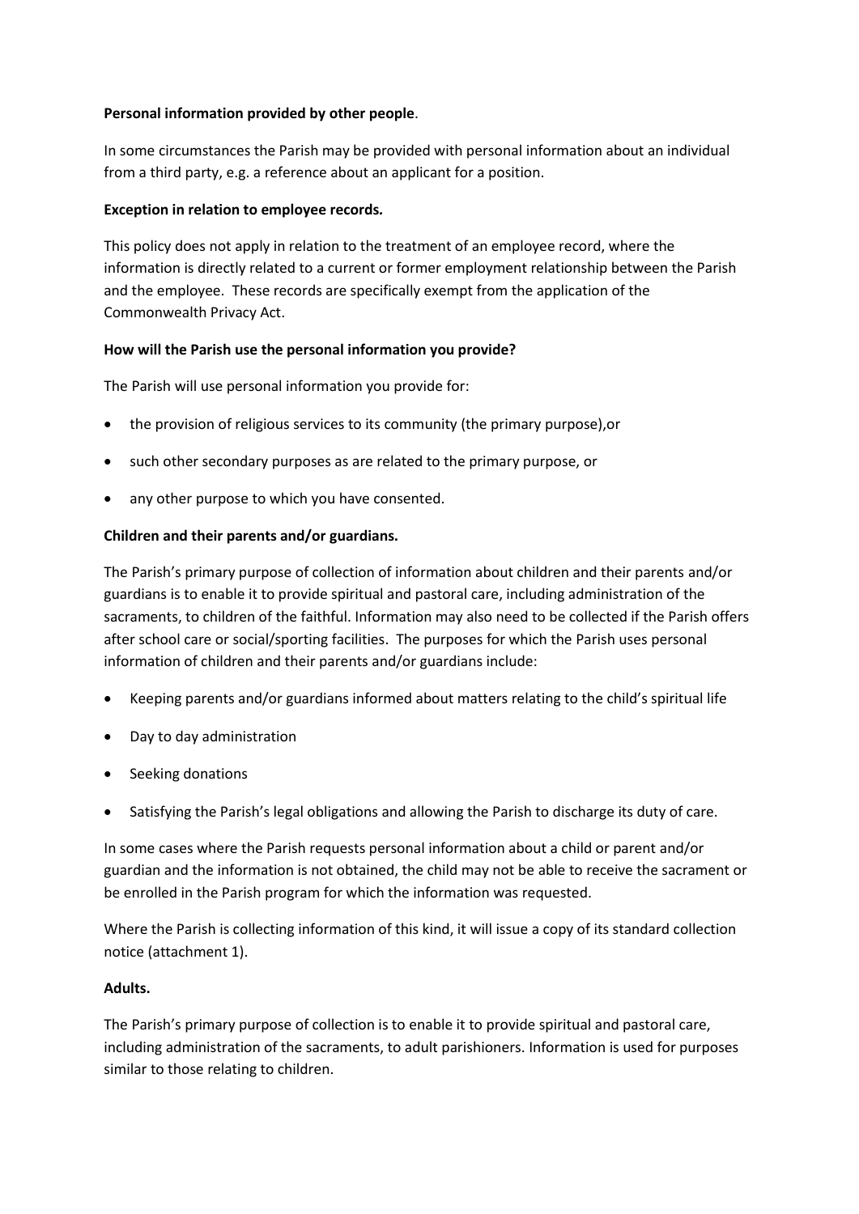**Personal information provided by other people**.

In some circumstances the Parish may be provided with personal information about an individual from a third party, e.g. a reference about an applicant for a position.

**Exception in relation to employee records.**

This policy does not apply in relation to the treatment of an employee record, where the information is directly related to a current or former employment relationship between the Parish and the employee. These records are specifically exempt from the application of the Commonwealth Privacy Act.

**How will the Parish use the personal information you provide?**

The Parish will use personal information you provide for:

- the provision of religious services to its community (the primary purpose),or
- such other secondary purposes as are related to the primary purpose, or
- any other purpose to which you have consented.

**Children and their parents and/or guardians.**

The Parish's primary purpose of collection of information about children and their parents and/or guardians is to enable it to provide spiritual and pastoral care, including administration of the sacraments, to children of the faithful. Information may also need to be collected if the Parish offers after school care or social/sporting facilities. The purposes for which the Parish uses personal information of children and their parents and/or guardians include:

- Keeping parents and/or guardians informed about matters relating to the child's spiritual life
- Day to day administration
- Seeking donations
- Satisfying the Parish's legal obligations and allowing the Parish to discharge its duty of care.

In some cases where the Parish requests personal information about a child or parent and/or guardian and the information is not obtained, the child may not be able to receive the sacrament or be enrolled in the Parish program for which the information was requested.

Where the Parish is collecting information of this kind, it will issue a copy of its standard collection notice (attachment 1).

**Adults.**

The Parish's primary purpose of collection is to enable it to provide spiritual and pastoral care, including administration of the sacraments, to adult parishioners. Information is used for purposes similar to those relating to children.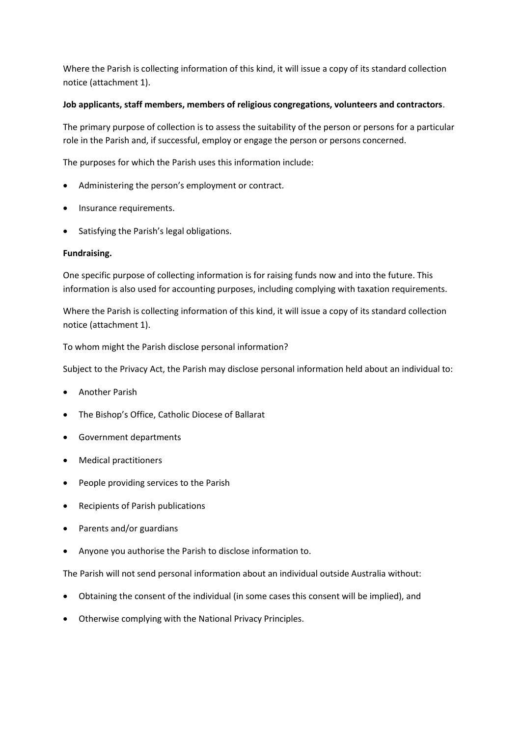Where the Parish is collecting information of this kind, it will issue a copy of its standard collection notice (attachment 1).

**Job applicants, staff members, members of religious congregations, volunteers and contractors**.

The primary purpose of collection is to assess the suitability of the person or persons for a particular role in the Parish and, if successful, employ or engage the person or persons concerned.

The purposes for which the Parish uses this information include:

- Administering the person's employment or contract.
- Insurance requirements.
- Satisfying the Parish's legal obligations.

**Fundraising.**

One specific purpose of collecting information is for raising funds now and into the future. This information is also used for accounting purposes, including complying with taxation requirements.

Where the Parish is collecting information of this kind, it will issue a copy of its standard collection notice (attachment 1).

To whom might the Parish disclose personal information?

Subject to the Privacy Act, the Parish may disclose personal information held about an individual to:

- Another Parish
- The Bishop's Office, Catholic Diocese of Ballarat
- Government departments
- Medical practitioners
- People providing services to the Parish
- Recipients of Parish publications
- Parents and/or guardians
- Anyone you authorise the Parish to disclose information to.

The Parish will not send personal information about an individual outside Australia without:

- Obtaining the consent of the individual (in some cases this consent will be implied), and
- Otherwise complying with the National Privacy Principles.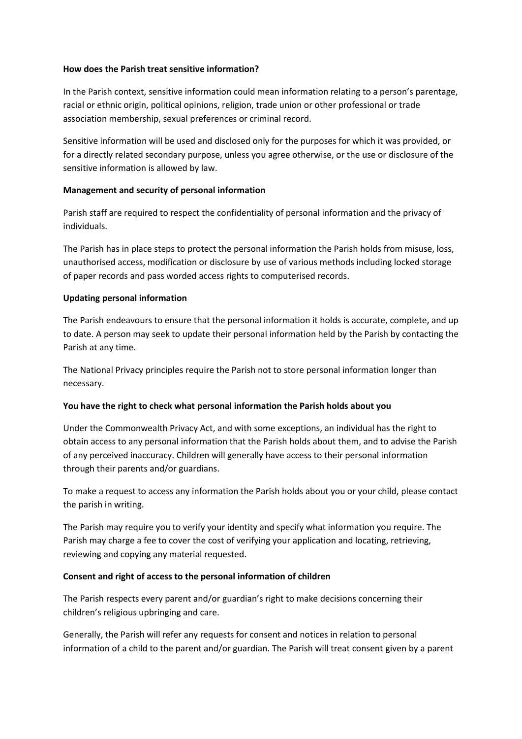**How does the Parish treat sensitive information?**

In the Parish context, sensitive information could mean information relating to a person's parentage, racial or ethnic origin, political opinions, religion, trade union or other professional or trade association membership, sexual preferences or criminal record.

Sensitive information will be used and disclosed only for the purposes for which it was provided, or for a directly related secondary purpose, unless you agree otherwise, or the use or disclosure of the sensitive information is allowed by law.

**Management and security of personal information**

Parish staff are required to respect the confidentiality of personal information and the privacy of individuals.

The Parish has in place steps to protect the personal information the Parish holds from misuse, loss, unauthorised access, modification or disclosure by use of various methods including locked storage of paper records and pass worded access rights to computerised records.

**Updating personal information**

The Parish endeavours to ensure that the personal information it holds is accurate, complete, and up to date. A person may seek to update their personal information held by the Parish by contacting the Parish at any time.

The National Privacy principles require the Parish not to store personal information longer than necessary.

**You have the right to check what personal information the Parish holds about you**

Under the Commonwealth Privacy Act, and with some exceptions, an individual has the right to obtain access to any personal information that the Parish holds about them, and to advise the Parish of any perceived inaccuracy. Children will generally have access to their personal information through their parents and/or guardians.

To make a request to access any information the Parish holds about you or your child, please contact the parish in writing.

The Parish may require you to verify your identity and specify what information you require. The Parish may charge a fee to cover the cost of verifying your application and locating, retrieving, reviewing and copying any material requested.

**Consent and right of access to the personal information of children**

The Parish respects every parent and/or guardian's right to make decisions concerning their children's religious upbringing and care.

Generally, the Parish will refer any requests for consent and notices in relation to personal information of a child to the parent and/or guardian. The Parish will treat consent given by a parent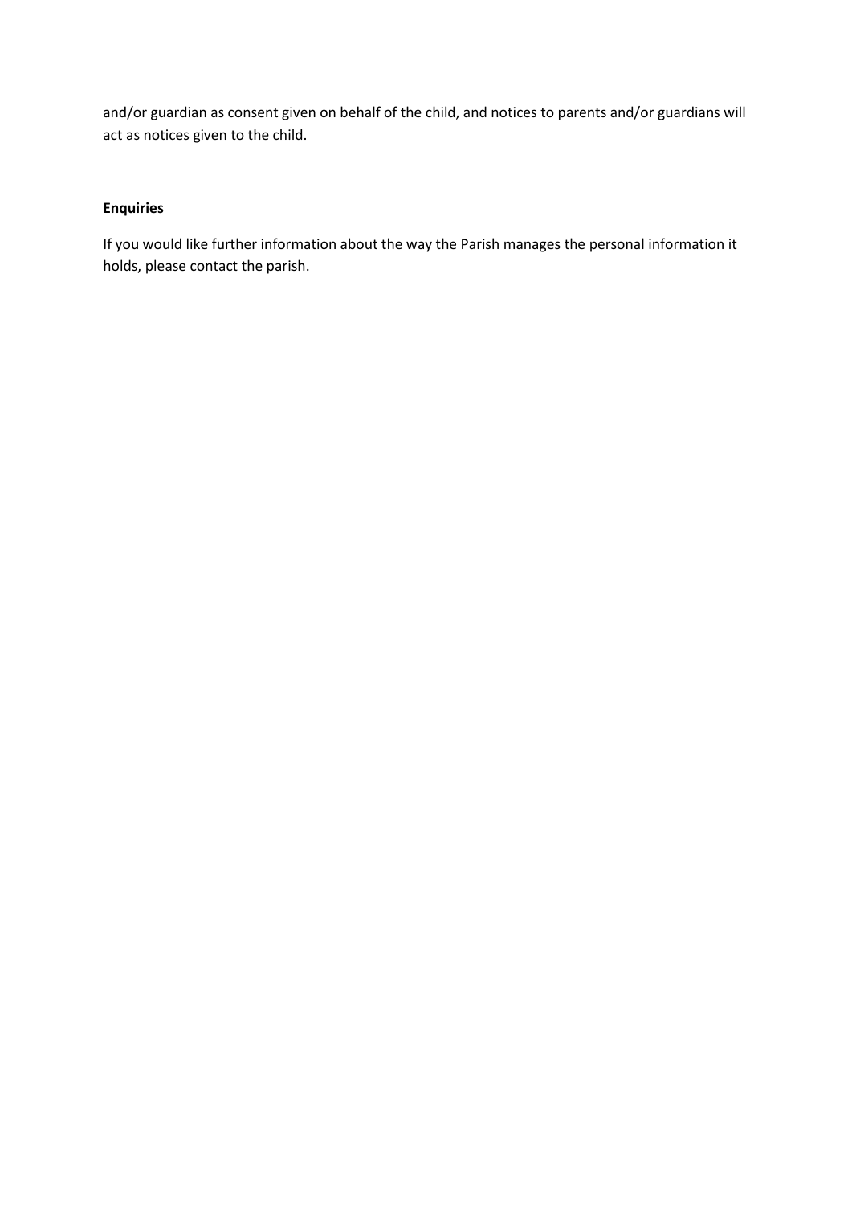and/or guardian as consent given on behalf of the child, and notices to parents and/or guardians will act as notices given to the child.

**Enquiries**

If you would like further information about the way the Parish manages the personal information it holds, please contact the parish.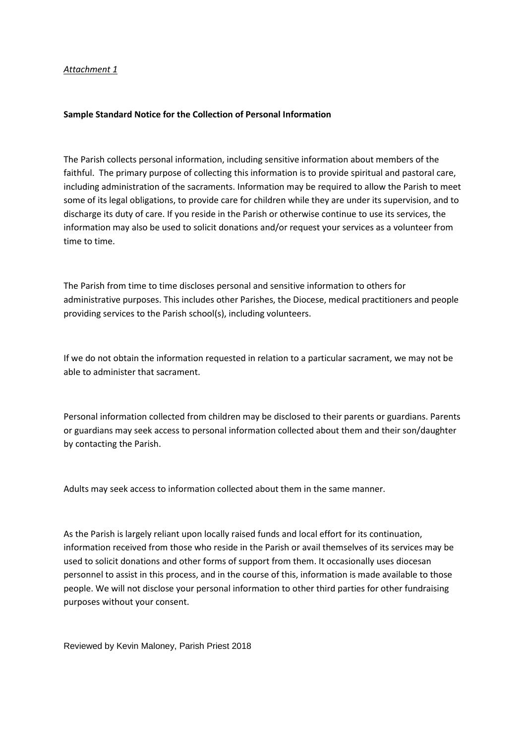*Attachment 1*

**Sample Standard Notice for the Collection of Personal Information**

The Parish collects personal information, including sensitive information about members of the faithful. The primary purpose of collecting this information is to provide spiritual and pastoral care, including administration of the sacraments. Information may be required to allow the Parish to meet some of its legal obligations, to provide care for children while they are under its supervision, and to discharge its duty of care. If you reside in the Parish or otherwise continue to use its services, the information may also be used to solicit donations and/or request your services as a volunteer from time to time.

The Parish from time to time discloses personal and sensitive information to others for administrative purposes. This includes other Parishes, the Diocese, medical practitioners and people providing services to the Parish school(s), including volunteers.

If we do not obtain the information requested in relation to a particular sacrament, we may not be able to administer that sacrament.

Personal information collected from children may be disclosed to their parents or guardians. Parents or guardians may seek access to personal information collected about them and their son/daughter by contacting the Parish.

Adults may seek access to information collected about them in the same manner.

As the Parish is largely reliant upon locally raised funds and local effort for its continuation, information received from those who reside in the Parish or avail themselves of its services may be used to solicit donations and other forms of support from them. It occasionally uses diocesan personnel to assist in this process, and in the course of this, information is made available to those people. We will not disclose your personal information to other third parties for other fundraising purposes without your consent.

Reviewed by Kevin Maloney, Parish Priest 2018